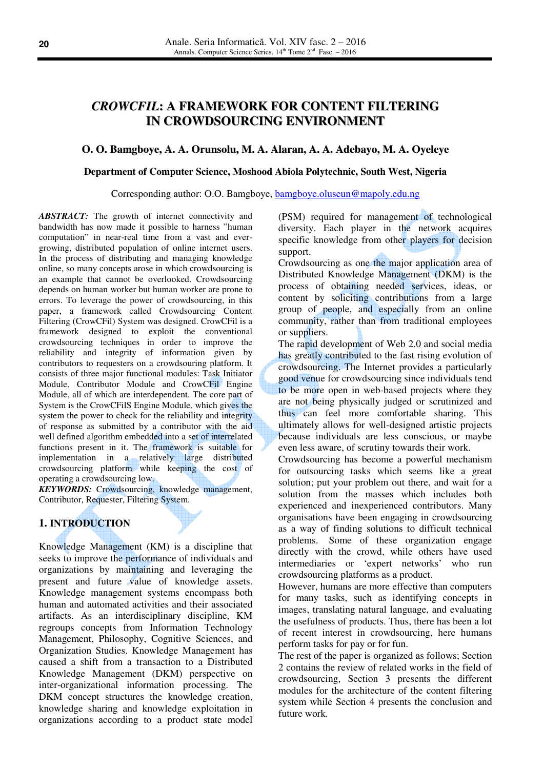# *CROWCFIL*: A FRAMEWORK FOR CONTENT FILTERING IN CROWDSOURCING ENVIRONMENT

**O. O. Bamgboye, A. A. Orunsolu, M. A. Alaran, A. A. Adebayo, M. A. Oyeleye**

**Department of Computer Science, Moshood Abiola Polytechnic, South West, Nigeria**

Corresponding author: O.O. Bamgboye, bamgboye.oluseun@mapoly.edu.ng

***ABSTRACT:*** The growth of internet connectivity and bandwidth has now made it possible to harness "human computation" in near-real time from a vast and ever-growing, distributed population of online internet users. In the process of distributing and managing knowledge online, so many concepts arose in which crowdsourcing is an example that cannot be overlooked. Crowdsourcing depends on human worker but human worker are prone to errors. To leverage the power of crowdsourcing, in this paper, a framework called Crowdsourcing Content Filtering (CrowCFil) System was designed. CrowCFil is a framework designed to exploit the conventional crowdsourcing techniques in order to improve the reliability and integrity of information given by contributors to requesters on a crowdsouring platform. It consists of three major functional modules: Task Initiator Module, Contributor Module and CrowCFil Engine Module, all of which are interdependent. The core part of System is the CrowCFilS Engine Module, which gives the system the power to check for the reliability and integrity of response as submitted by a contributor with the aid well defined algorithm embedded into a set of interrelated functions present in it. The framework is suitable for implementation in a relatively large distributed crowdsourcing platform while keeping the cost of operating a crowdsourcing low.

***KEYWORDS:*** Crowdsourcing, knowledge management, Contributor, Requester, Filtering System.

## 1. INTRODUCTION

Knowledge Management (KM) is a discipline that seeks to improve the performance of individuals and organizations by maintaining and leveraging the present and future value of knowledge assets. Knowledge management systems encompass both human and automated activities and their associated artifacts. As an interdisciplinary discipline, KM regroups concepts from Information Technology Management, Philosophy, Cognitive Sciences, and Organization Studies. Knowledge Management has caused a shift from a transaction to a Distributed Knowledge Management (DKM) perspective on inter-organizational information processing. The DKM concept structures the knowledge creation, knowledge sharing and knowledge exploitation in organizations according to a product state model (PSM) required for management of technological diversity. Each player in the network acquires specific knowledge from other players for decision support.

Crowdsourcing as one the major application area of Distributed Knowledge Management (DKM) is the process of obtaining needed services, ideas, or content by soliciting contributions from a large group of people, and especially from an online community, rather than from traditional employees or suppliers.

The rapid development of Web 2.0 and social media has greatly contributed to the fast rising evolution of crowdsourcing. The Internet provides a particularly good venue for crowdsourcing since individuals tend to be more open in web-based projects where they are not being physically judged or scrutinized and thus can feel more comfortable sharing. This ultimately allows for well-designed artistic projects because individuals are less conscious, or maybe even less aware, of scrutiny towards their work.

Crowdsourcing has become a powerful mechanism for outsourcing tasks which seems like a great solution; put your problem out there, and wait for a solution from the masses which includes both experienced and inexperienced contributors. Many organisations have been engaging in crowdsourcing as a way of finding solutions to difficult technical problems. Some of these organization engage directly with the crowd, while others have used intermediaries or 'expert networks' who run crowdsourcing platforms as a product.

However, humans are more effective than computers for many tasks, such as identifying concepts in images, translating natural language, and evaluating the usefulness of products. Thus, there has been a lot of recent interest in crowdsourcing, here humans perform tasks for pay or for fun.

The rest of the paper is organized as follows; Section 2 contains the review of related works in the field of crowdsourcing, Section 3 presents the different modules for the architecture of the content filtering system while Section 4 presents the conclusion and future work.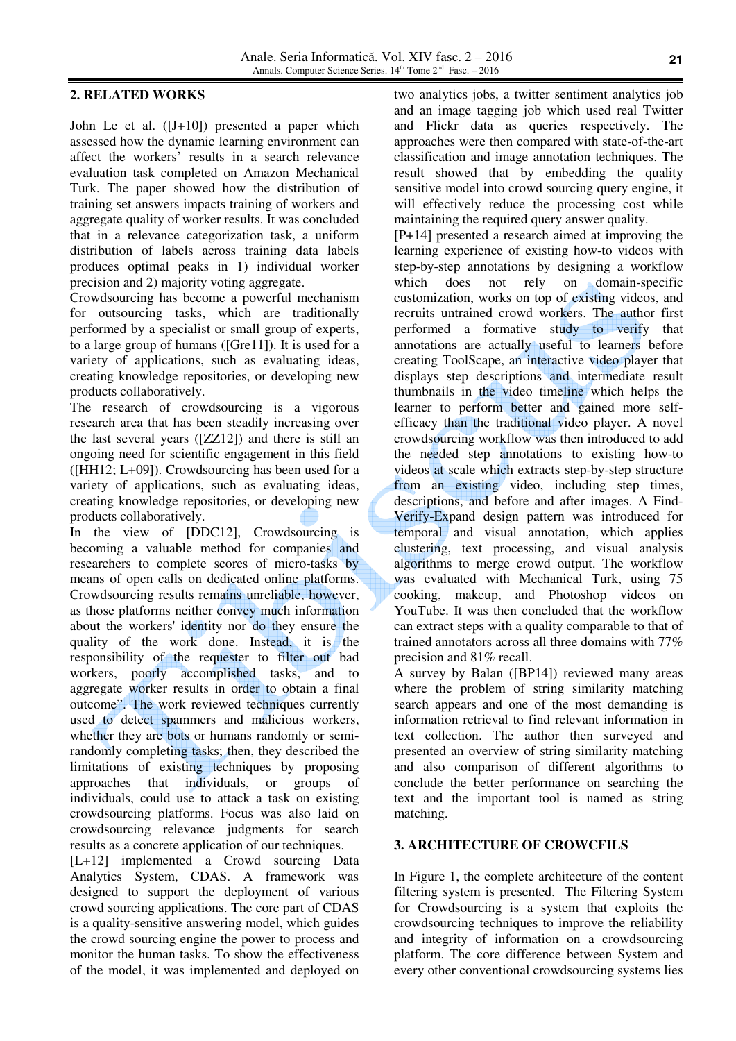## 2. RELATED WORKS

John Le et al. ([J+10]) presented a paper which assessed how the dynamic learning environment can affect the workers' results in a search relevance evaluation task completed on Amazon Mechanical Turk. The paper showed how the distribution of training set answers impacts training of workers and aggregate quality of worker results. It was concluded that in a relevance categorization task, a uniform distribution of labels across training data labels produces optimal peaks in 1) individual worker precision and 2) majority voting aggregate.

Crowdsourcing has become a powerful mechanism for outsourcing tasks, which are traditionally performed by a specialist or small group of experts, to a large group of humans ([Gre11]). It is used for a variety of applications, such as evaluating ideas, creating knowledge repositories, or developing new products collaboratively.

The research of crowdsourcing is a vigorous research area that has been steadily increasing over the last several years ([ZZ12]) and there is still an ongoing need for scientific engagement in this field ([HH12; L+09]). Crowdsourcing has been used for a variety of applications, such as evaluating ideas, creating knowledge repositories, or developing new products collaboratively.

In the view of [DDC12], Crowdsourcing is becoming a valuable method for companies and researchers to complete scores of micro-tasks by means of open calls on dedicated online platforms. Crowdsourcing results remains unreliable, however, as those platforms neither convey much information about the workers' identity nor do they ensure the quality of the work done. Instead, it is the responsibility of the requester to filter out bad workers, poorly accomplished tasks, and to aggregate worker results in order to obtain a final outcome". The work reviewed techniques currently used to detect spammers and malicious workers, whether they are bots or humans randomly or semi-randomly completing tasks; then, they described the limitations of existing techniques by proposing approaches that individuals, or groups of individuals, could use to attack a task on existing crowdsourcing platforms. Focus was also laid on crowdsourcing relevance judgments for search results as a concrete application of our techniques.

[L+12] implemented a Crowd sourcing Data Analytics System, CDAS. A framework was designed to support the deployment of various crowd sourcing applications. The core part of CDAS is a quality-sensitive answering model, which guides the crowd sourcing engine the power to process and monitor the human tasks. To show the effectiveness of the model, it was implemented and deployed on two analytics jobs, a twitter sentiment analytics job and an image tagging job which used real Twitter and Flickr data as queries respectively. The approaches were then compared with state-of-the-art classification and image annotation techniques. The result showed that by embedding the quality sensitive model into crowd sourcing query engine, it will effectively reduce the processing cost while maintaining the required query answer quality.

[P+14] presented a research aimed at improving the learning experience of existing how-to videos with step-by-step annotations by designing a workflow which does not rely on domain-specific customization, works on top of existing videos, and recruits untrained crowd workers. The author first performed a formative study to verify that annotations are actually useful to learners before creating ToolScape, an interactive video player that displays step descriptions and intermediate result thumbnails in the video timeline which helps the learner to perform better and gained more self-efficacy than the traditional video player. A novel crowdsourcing workflow was then introduced to add the needed step annotations to existing how-to videos at scale which extracts step-by-step structure from an existing video, including step times, descriptions, and before and after images. A Find-Verify-Expand design pattern was introduced for temporal and visual annotation, which applies clustering, text processing, and visual analysis algorithms to merge crowd output. The workflow was evaluated with Mechanical Turk, using 75 cooking, makeup, and Photoshop videos on YouTube. It was then concluded that the workflow can extract steps with a quality comparable to that of trained annotators across all three domains with 77% precision and 81% recall.

A survey by Balan ([BP14]) reviewed many areas where the problem of string similarity matching search appears and one of the most demanding is information retrieval to find relevant information in text collection. The author then surveyed and presented an overview of string similarity matching and also comparison of different algorithms to conclude the better performance on searching the text and the important tool is named as string matching.

## 3. ARCHITECTURE OF CROWCFILS

In Figure 1, the complete architecture of the content filtering system is presented. The Filtering System for Crowdsourcing is a system that exploits the crowdsourcing techniques to improve the reliability and integrity of information on a crowdsourcing platform. The core difference between System and every other conventional crowdsourcing systems lies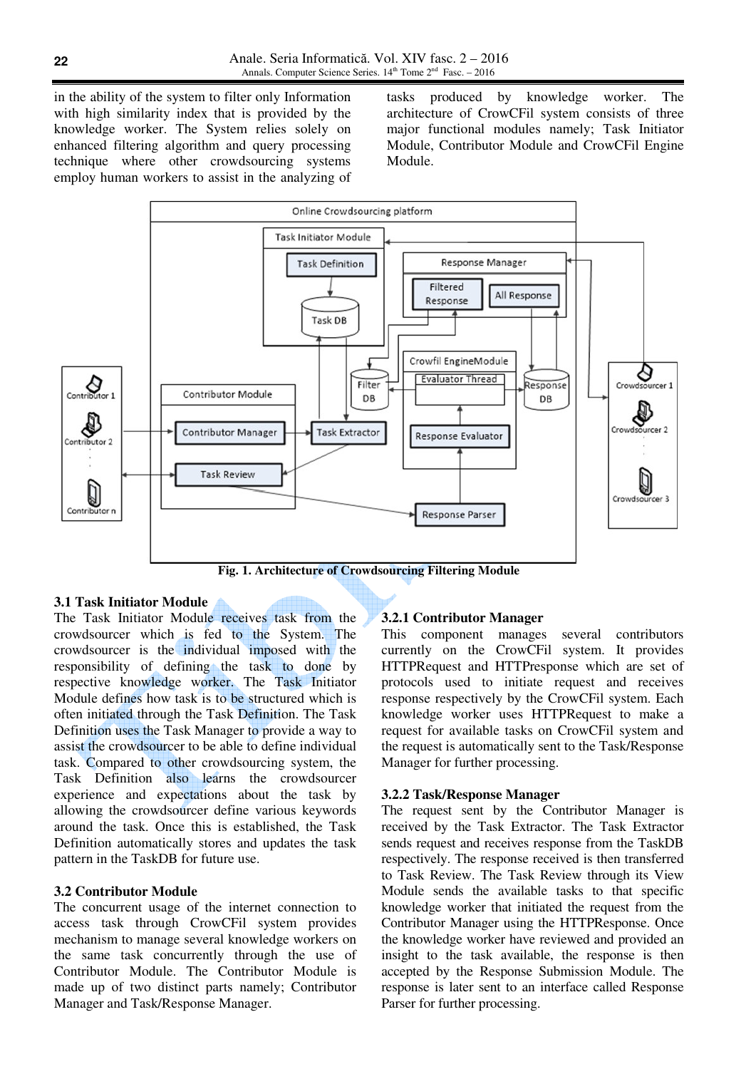in the ability of the system to filter only Information with high similarity index that is provided by the knowledge worker. The System relies solely on enhanced filtering algorithm and query processing technique where other crowdsourcing systems employ human workers to assist in the analyzing of tasks produced by knowledge worker. The architecture of CrowCFil system consists of three major functional modules namely; Task Initiator Module, Contributor Module and CrowCFil Engine Module.

**Fig. 1. Architecture of Crowdsourcing Filtering Module**

### 3.1 Task Initiator Module

The Task Initiator Module receives task from the crowdsourcer which is fed to the System. The crowdsourcer is the individual imposed with the responsibility of defining the task to done by respective knowledge worker. The Task Initiator Module defines how task is to be structured which is often initiated through the Task Definition. The Task Definition uses the Task Manager to provide a way to assist the crowdsourcer to be able to define individual task. Compared to other crowdsourcing system, the Task Definition also learns the crowdsourcer experience and expectations about the task by allowing the crowdsourcer define various keywords around the task. Once this is established, the Task Definition automatically stores and updates the task pattern in the TaskDB for future use.

### 3.2 Contributor Module

The concurrent usage of the internet connection to access task through CrowCFil system provides mechanism to manage several knowledge workers on the same task concurrently through the use of Contributor Module. The Contributor Module is made up of two distinct parts namely; Contributor Manager and Task/Response Manager.

### 3.2.1 Contributor Manager

This component manages several contributors currently on the CrowCFil system. It provides HTTPRequest and HTTPresponse which are set of protocols used to initiate request and receives response respectively by the CrowCFil system. Each knowledge worker uses HTTPRequest to make a request for available tasks on CrowCFil system and the request is automatically sent to the Task/Response Manager for further processing.

### 3.2.2 Task/Response Manager

The request sent by the Contributor Manager is received by the Task Extractor. The Task Extractor sends request and receives response from the TaskDB respectively. The response received is then transferred to Task Review. The Task Review through its View Module sends the available tasks to that specific knowledge worker that initiated the request from the Contributor Manager using the HTTPResponse. Once the knowledge worker have reviewed and provided an insight to the task available, the response is then accepted by the Response Submission Module. The response is later sent to an interface called Response Parser for further processing.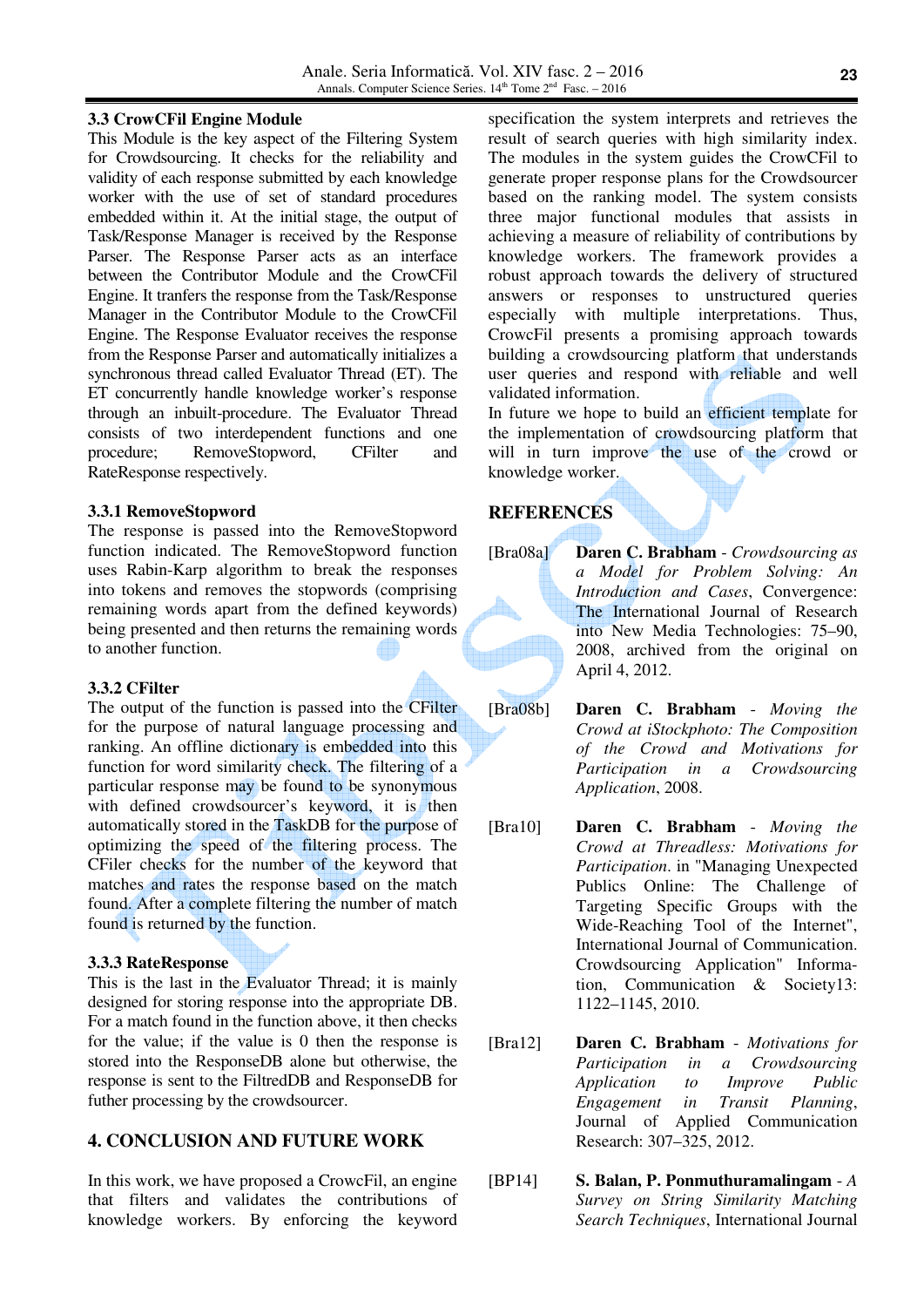### 3.3 CrowCFil Engine Module

This Module is the key aspect of the Filtering System for Crowdsourcing. It checks for the reliability and validity of each response submitted by each knowledge worker with the use of set of standard procedures embedded within it. At the initial stage, the output of Task/Response Manager is received by the Response Parser. The Response Parser acts as an interface between the Contributor Module and the CrowCFil Engine. It tranfers the response from the Task/Response Manager in the Contributor Module to the CrowCFil Engine. The Response Evaluator receives the response from the Response Parser and automatically initializes a synchronous thread called Evaluator Thread (ET). The ET concurrently handle knowledge worker's response through an inbuilt-procedure. The Evaluator Thread consists of two interdependent functions and one procedure; RemoveStopword, CFilter and RateResponse respectively.

#### 3.3.1 RemoveStopword

The response is passed into the RemoveStopword function indicated. The RemoveStopword function uses Rabin-Karp algorithm to break the responses into tokens and removes the stopwords (comprising remaining words apart from the defined keywords) being presented and then returns the remaining words to another function.

#### 3.3.2 CFilter

The output of the function is passed into the CFilter for the purpose of natural language processing and ranking. An offline dictionary is embedded into this function for word similarity check. The filtering of a particular response may be found to be synonymous with defined crowdsourcer's keyword, it is then automatically stored in the TaskDB for the purpose of optimizing the speed of the filtering process. The CFiler checks for the number of the keyword that matches and rates the response based on the match found. After a complete filtering the number of match found is returned by the function.

#### 3.3.3 RateResponse

This is the last in the Evaluator Thread; it is mainly designed for storing response into the appropriate DB. For a match found in the function above, it then checks for the value; if the value is 0 then the response is stored into the ResponseDB alone but otherwise, the response is sent to the FiltredDB and ResponseDB for futher processing by the crowdsourcer.

## 4. CONCLUSION AND FUTURE WORK

In this work, we have proposed a CrowcFil, an engine that filters and validates the contributions of knowledge workers. By enforcing the keyword specification the system interprets and retrieves the result of search queries with high similarity index. The modules in the system guides the CrowCFil to generate proper response plans for the Crowdsourcer based on the ranking model. The system consists three major functional modules that assists in achieving a measure of reliability of contributions by knowledge workers. The framework provides a robust approach towards the delivery of structured answers or responses to unstructured queries especially with multiple interpretations. Thus, CrowcFil presents a promising approach towards building a crowdsourcing platform that understands user queries and respond with reliable and well validated information.

In future we hope to build an efficient template for the implementation of crowdsourcing platform that will in turn improve the use of the crowd or knowledge worker.

## REFERENCES

[Bra08a] **Daren C. Brabham** - *Crowdsourcing as a Model for Problem Solving: An Introduction and Cases*, Convergence: The International Journal of Research into New Media Technologies: 75–90, 2008, archived from the original on April 4, 2012.

[Bra08b] **Daren C. Brabham** - *Moving the Crowd at iStockphoto: The Composition of the Crowd and Motivations for Participation in a Crowdsourcing Application*, 2008.

[Bra10] **Daren C. Brabham** - *Moving the Crowd at Threadless: Motivations for Participation*. in "Managing Unexpected Publics Online: The Challenge of Targeting Specific Groups with the Wide-Reaching Tool of the Internet", International Journal of Communication. Crowdsourcing Application" Information, Communication & Society13: 1122–1145, 2010.

[Bra12] **Daren C. Brabham** - *Motivations for Participation in a Crowdsourcing Application to Improve Public Engagement in Transit Planning*, Journal of Applied Communication Research: 307–325, 2012.

[BP14] **S. Balan, P. Ponmuthuramalingam** - *A Survey on String Similarity Matching Search Techniques*, International Journal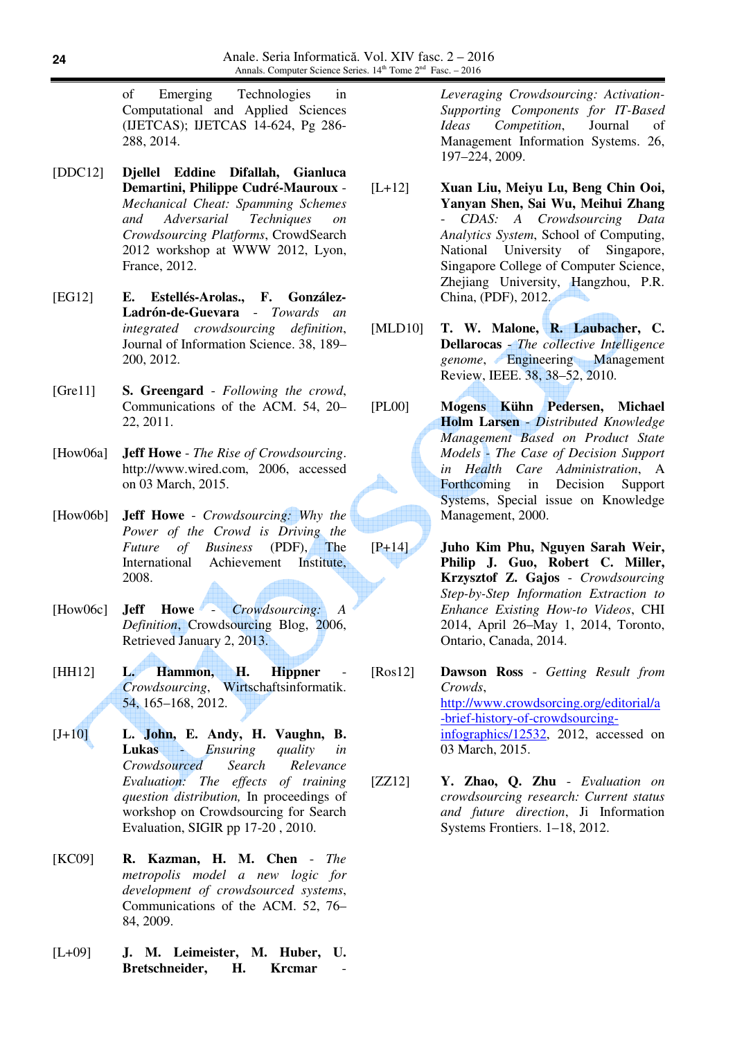of Emerging Technologies in Computational and Applied Sciences (IJETCAS); IJETCAS 14-624, Pg 286-288, 2014.

[DDC12] **Djellel Eddine Difallah, Gianluca Demartini, Philippe Cudré-Mauroux** - *Mechanical Cheat: Spamming Schemes and Adversarial Techniques on Crowdsourcing Platforms*, CrowdSearch 2012 workshop at WWW 2012, Lyon, France, 2012.

[EG12] **E. Estellés-Arolas., F. González-Ladrón-de-Guevara** - *Towards an integrated crowdsourcing definition*, Journal of Information Science. 38, 189–200, 2012.

[Gre11] **S. Greengard** - *Following the crowd*, Communications of the ACM. 54, 20–22, 2011.

[How06a] **Jeff Howe** - *The Rise of Crowdsourcing*. http://www.wired.com, 2006, accessed on 03 March, 2015.

[How06b] **Jeff Howe** - *Crowdsourcing: Why the Power of the Crowd is Driving the Future of Business* (PDF), The International Achievement Institute, 2008.

[How06c] **Jeff Howe** - *Crowdsourcing: A Definition*, Crowdsourcing Blog, 2006, Retrieved January 2, 2013.

[HH12] **L. Hammon, H. Hippner** - *Crowdsourcing*, Wirtschaftsinformatik. 54, 165–168, 2012.

[J+10] **L. John, E. Andy, H. Vaughn, B. Lukas** - *Ensuring quality in Crowdsourced Search Relevance Evaluation: The effects of training question distribution,* In proceedings of workshop on Crowdsourcing for Search Evaluation, SIGIR pp 17-20 , 2010.

[KC09] **R. Kazman, H. M. Chen** - *The metropolis model a new logic for development of crowdsourced systems*, Communications of the ACM. 52, 76–84, 2009.

[L+09] **J. M. Leimeister, M. Huber, U. Bretschneider, H. Krcmar** - *Leveraging Crowdsourcing: Activation-Supporting Components for IT-Based Ideas Competition*, Journal of Management Information Systems. 26, 197–224, 2009.

[L+12] **Xuan Liu, Meiyu Lu, Beng Chin Ooi, Yanyan Shen, Sai Wu, Meihui Zhang** - *CDAS: A Crowdsourcing Data Analytics System*, School of Computing, National University of Singapore, Singapore College of Computer Science, Zhejiang University, Hangzhou, P.R. China, (PDF), 2012.

[MLD10] **T. W. Malone, R. Laubacher, C. Dellarocas** - *The collective Intelligence genome*, Engineering Management Review, IEEE. 38, 38–52, 2010.

[PL00] **Mogens Kühn Pedersen, Michael Holm Larsen** - *Distributed Knowledge Management Based on Product State Models - The Case of Decision Support in Health Care Administration*, A Forthcoming in Decision Support Systems, Special issue on Knowledge Management, 2000.

[P+14] **Juho Kim Phu, Nguyen Sarah Weir, Philip J. Guo, Robert C. Miller, Krzysztof Z. Gajos** - *Crowdsourcing Step-by-Step Information Extraction to Enhance Existing How-to Videos*, CHI 2014, April 26–May 1, 2014, Toronto, Ontario, Canada, 2014.

[Ros12] **Dawson Ross** - *Getting Result from Crowds*, http://www.crowdsorcing.org/editorial/a-brief-history-of-crowdsourcing-infographics/12532, 2012, accessed on 03 March, 2015.

[ZZ12] **Y. Zhao, Q. Zhu** - *Evaluation on crowdsourcing research: Current status and future direction*, Ji Information Systems Frontiers. 1–18, 2012.